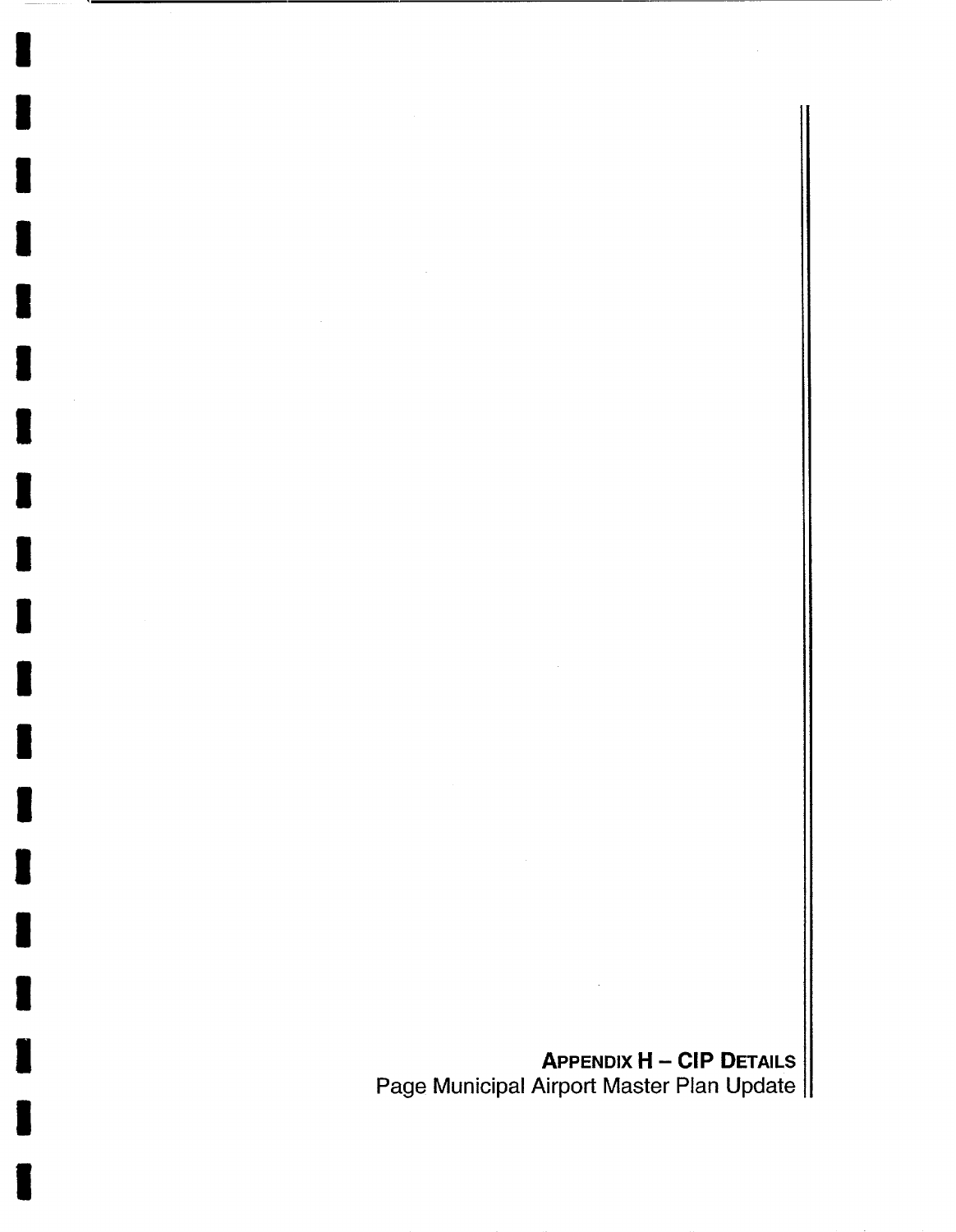# APPENDIX H – CIP DETAILS

Page Municipal Airport Master Plan Update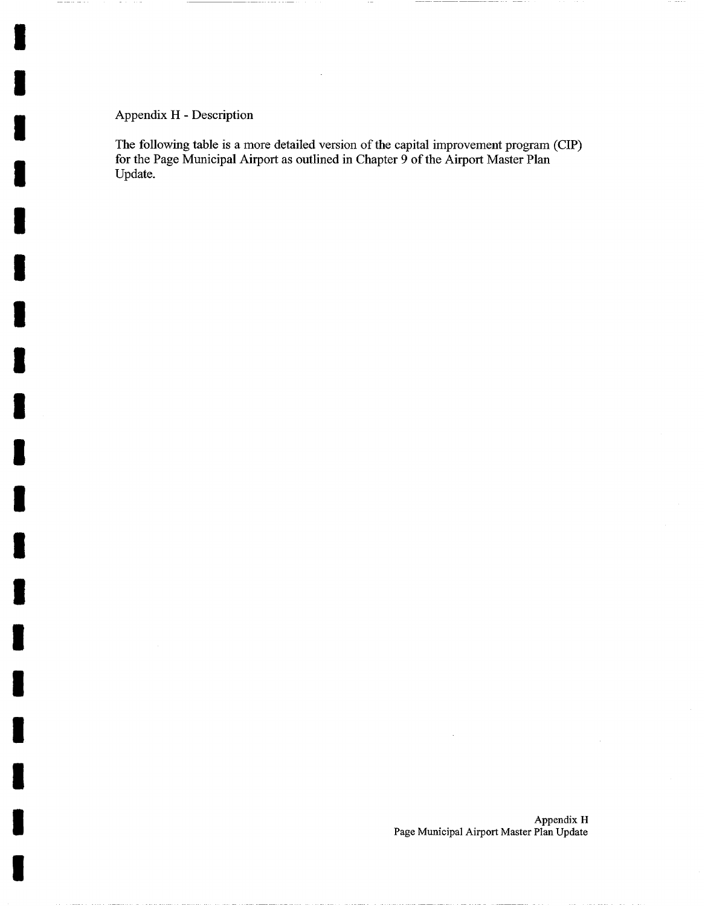Appendix H - Description

The following table is a more detailed version of the capital improvement program (CIP) for the Page Municipal Airport as outlined in Chapter 9 of the Airport Master Plan Update.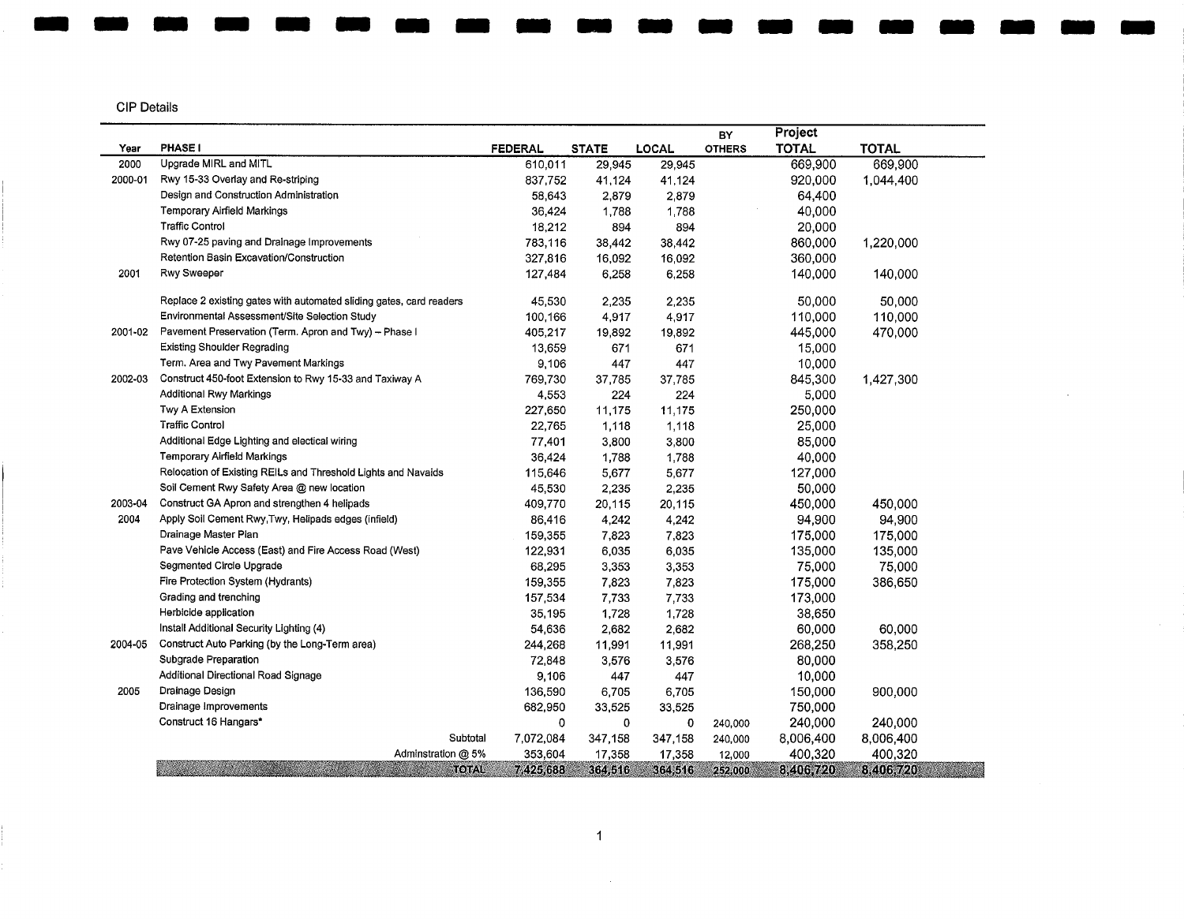CIP Details

| Year | PHASE I | FEDERAL | STATE | LOCAL | BY OTHERS | Project TOTAL | TOTAL |
|---|---|---|---|---|---|---|---|
| 2000 | Upgrade MIRL and MITL | 610,011 | 29,945 | 29,945 | | 669,900 | 669,900 |
| 2000-01 | Rwy 15-33 Overlay and Re-striping | 837,752 | 41,124 | 41,124 | | 920,000 | 1,044,400 |
| | Design and Construction Administration | 58,643 | 2,879 | 2,879 | | 64,400 | |
| | Temporary Airfield Markings | 36,424 | 1,788 | 1,788 | | 40,000 | |
| | Traffic Control | 18,212 | 894 | 894 | | 20,000 | |
| | Rwy 07-25 paving and Drainage Improvements | 783,116 | 38,442 | 38,442 | | 860,000 | 1,220,000 |
| | Retention Basin Excavation/Construction | 327,816 | 16,092 | 16,092 | | 360,000 | |
| 2001 | Rwy Sweeper | 127,484 | 6,258 | 6,258 | | 140,000 | 140,000 |
| | Replace 2 existing gates with automated sliding gates, card readers | 45,530 | 2,235 | 2,235 | | 50,000 | 50,000 |
| | Environmental Assessment/Site Selection Study | 100,166 | 4,917 | 4,917 | | 110,000 | 110,000 |
| 2001-02 | Pavement Preservation (Term. Apron and Twy) – Phase I | 405,217 | 19,892 | 19,892 | | 445,000 | 470,000 |
| | Existing Shoulder Regrading | 13,659 | 671 | 671 | | 15,000 | |
| | Term. Area and Twy Pavement Markings | 9,106 | 447 | 447 | | 10,000 | |
| 2002-03 | Construct 450-foot Extension to Rwy 15-33 and Taxiway A | 769,730 | 37,785 | 37,785 | | 845,300 | 1,427,300 |
| | Additional Rwy Markings | 4,553 | 224 | 224 | | 5,000 | |
| | Twy A Extension | 227,650 | 11,175 | 11,175 | | 250,000 | |
| | Traffic Control | 22,765 | 1,118 | 1,118 | | 25,000 | |
| | Additional Edge Lighting and electical wiring | 77,401 | 3,800 | 3,800 | | 85,000 | |
| | Temporary Airfield Markings | 36,424 | 1,788 | 1,788 | | 40,000 | |
| | Relocation of Existing REILs and Threshold Lights and Navaids | 115,646 | 5,677 | 5,677 | | 127,000 | |
| | Soil Cement Rwy Safety Area @ new location | 45,530 | 2,235 | 2,235 | | 50,000 | |
| 2003-04 | Construct GA Apron and strengthen 4 helipads | 409,770 | 20,115 | 20,115 | | 450,000 | 450,000 |
| 2004 | Apply Soil Cement Rwy,Twy, Helipads edges (infield) | 86,416 | 4,242 | 4,242 | | 94,900 | 94,900 |
| | Drainage Master Plan | 159,355 | 7,823 | 7,823 | | 175,000 | 175,000 |
| | Pave Vehicle Access (East) and Fire Access Road (West) | 122,931 | 6,035 | 6,035 | | 135,000 | 135,000 |
| | Segmented Circle Upgrade | 68,295 | 3,353 | 3,353 | | 75,000 | 75,000 |
| | Fire Protection System (Hydrants) | 159,355 | 7,823 | 7,823 | | 175,000 | 386,650 |
| | Grading and trenching | 157,534 | 7,733 | 7,733 | | 173,000 | |
| | Herbicide application | 35,195 | 1,728 | 1,728 | | 38,650 | |
| | Install Additional Security Lighting (4) | 54,636 | 2,682 | 2,682 | | 60,000 | 60,000 |
| 2004-05 | Construct Auto Parking (by the Long-Term area) | 244,268 | 11,991 | 11,991 | | 268,250 | 358,250 |
| | Subgrade Preparation | 72,848 | 3,576 | 3,576 | | 80,000 | |
| | Additional Directional Road Signage | 9,106 | 447 | 447 | | 10,000 | |
| 2005 | Drainage Design | 136,590 | 6,705 | 6,705 | | 150,000 | 900,000 |
| | Drainage Improvements | 682,950 | 33,525 | 33,525 | | 750,000 | |
| | Construct 16 Hangars* | 0 | 0 | 0 | 240,000 | 240,000 | 240,000 |
| | Subtotal | 7,072,084 | 347,158 | 347,158 | 240,000 | 8,006,400 | 8,006,400 |
| | Adminstration @ 5% | 353,604 | 17,358 | 17,358 | 12,000 | 400,320 | 400,320 |
| | **TOTAL** | **7,425,688** | **364,516** | **364,516** | **252,000** | **8,406,720** | **8,406,720** |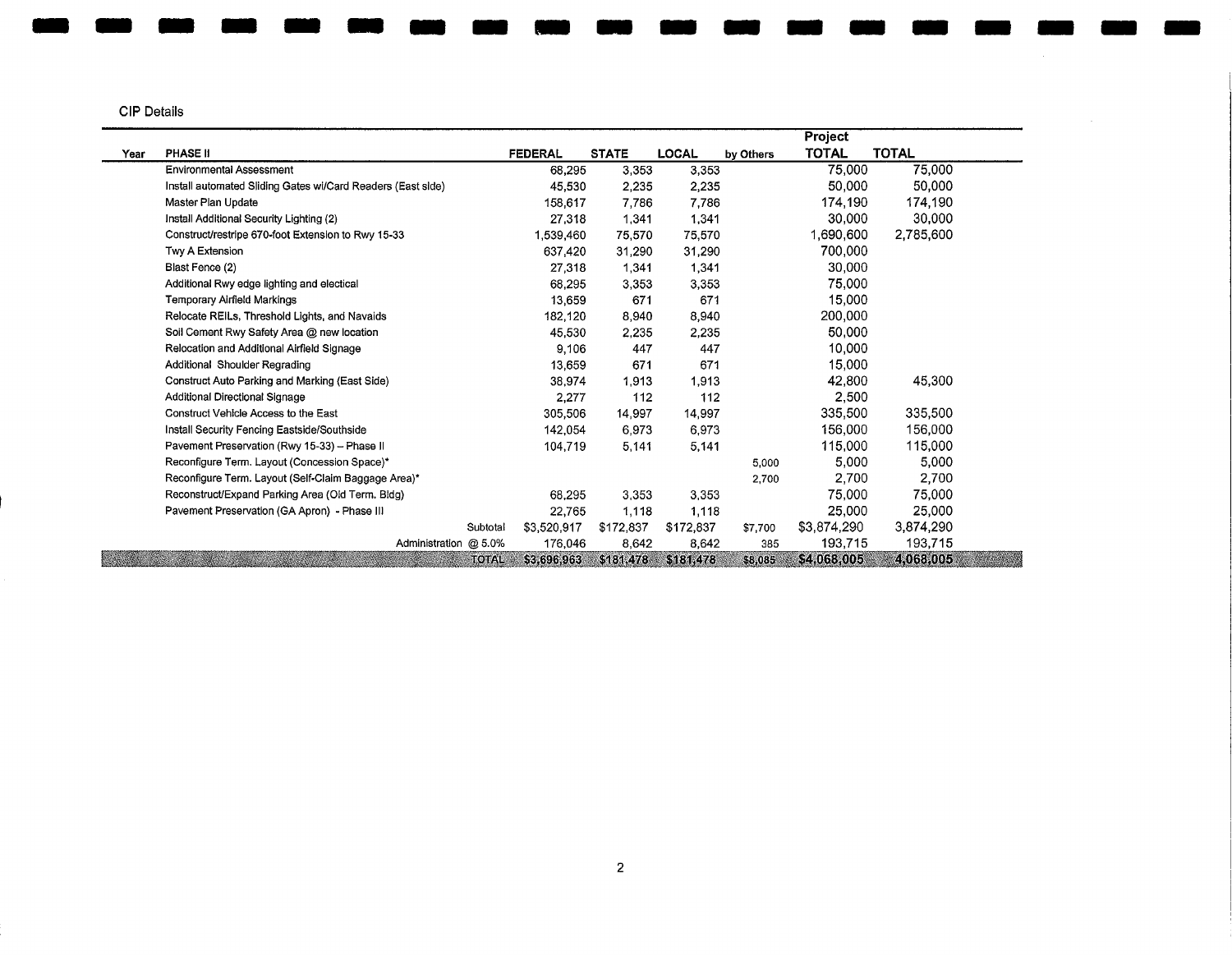CIP Details

| Year | PHASE II | FEDERAL | STATE | LOCAL | by Others | Project TOTAL | TOTAL |
|---|---|---|---|---|---|---|---|
| | Environmental Assessment | 68,295 | 3,353 | 3,353 | | 75,000 | 75,000 |
| | Install automated Sliding Gates w/Card Readers (East side) | 45,530 | 2,235 | 2,235 | | 50,000 | 50,000 |
| | Master Plan Update | 158,617 | 7,786 | 7,786 | | 174,190 | 174,190 |
| | Install Additional Security Lighting (2) | 27,318 | 1,341 | 1,341 | | 30,000 | 30,000 |
| | Construct/restripe 670-foot Extension to Rwy 15-33 | 1,539,460 | 75,570 | 75,570 | | 1,690,600 | 2,785,600 |
| | Twy A Extension | 637,420 | 31,290 | 31,290 | | 700,000 | |
| | Blast Fence (2) | 27,318 | 1,341 | 1,341 | | 30,000 | |
| | Additional Rwy edge lighting and electical | 68,295 | 3,353 | 3,353 | | 75,000 | |
| | Temporary Airfield Markings | 13,659 | 671 | 671 | | 15,000 | |
| | Relocate REILs, Threshold Lights, and Navaids | 182,120 | 8,940 | 8,940 | | 200,000 | |
| | Soil Cement Rwy Safety Area @ new location | 45,530 | 2,235 | 2,235 | | 50,000 | |
| | Relocation and Additional Airfield Signage | 9,106 | 447 | 447 | | 10,000 | |
| | Additional Shoulder Regrading | 13,659 | 671 | 671 | | 15,000 | |
| | Construct Auto Parking and Marking (East Side) | 38,974 | 1,913 | 1,913 | | 42,800 | 45,300 |
| | Additional Directional Signage | 2,277 | 112 | 112 | | 2,500 | |
| | Construct Vehicle Access to the East | 305,506 | 14,997 | 14,997 | | 335,500 | 335,500 |
| | Install Security Fencing Eastside/Southside | 142,054 | 6,973 | 6,973 | | 156,000 | 156,000 |
| | Pavement Preservation (Rwy 15-33) – Phase II | 104,719 | 5,141 | 5,141 | | 115,000 | 115,000 |
| | Reconfigure Term. Layout (Concession Space)* | | | | 5,000 | 5,000 | 5,000 |
| | Reconfigure Term. Layout (Self-Claim Baggage Area)* | | | | 2,700 | 2,700 | 2,700 |
| | Reconstruct/Expand Parking Area (Old Term. Bldg) | 68,295 | 3,353 | 3,353 | | 75,000 | 75,000 |
| | Pavement Preservation (GA Apron) - Phase III | 22,765 | 1,118 | 1,118 | | 25,000 | 25,000 |
| | Subtotal | $3,520,917 | $172,837 | $172,837 | $7,700 | $3,874,290 | 3,874,290 |
| | Administration @ 5.0% | 176,046 | 8,642 | 8,642 | 385 | 193,715 | 193,715 |
| | TOTAL | $3,696,963 | $181,478 | $181,478 | $8,085 | $4,068,005 | 4,068,005 |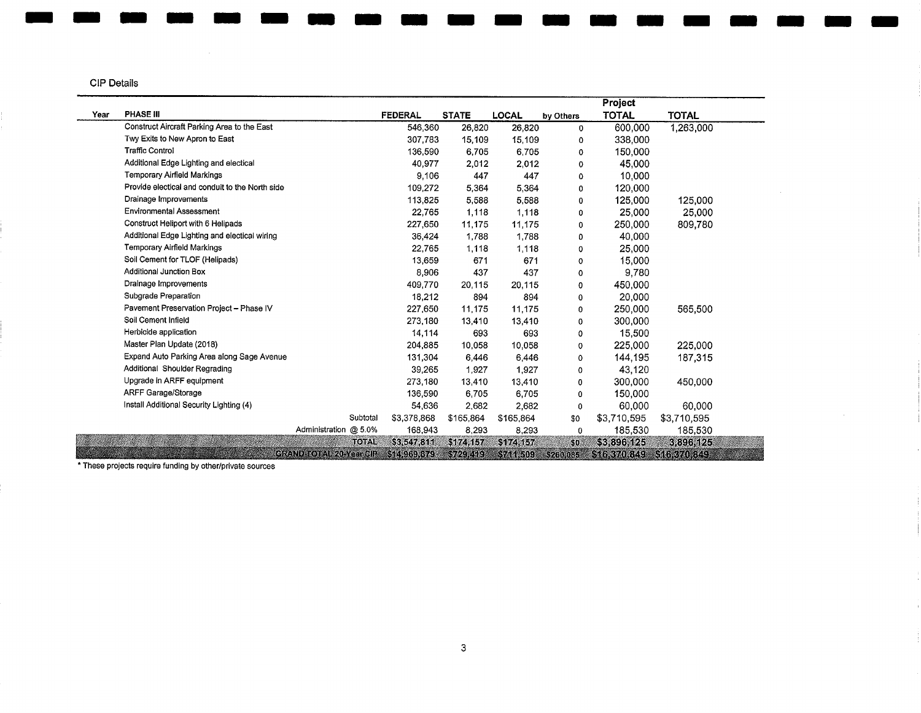CIP Details

| Year | PHASE III | FEDERAL | STATE | LOCAL | by Others | Project TOTAL | TOTAL |
|---|---|---|---|---|---|---|---|
| | Construct Aircraft Parking Area to the East | 546,360 | 26,820 | 26,820 | 0 | 600,000 | 1,263,000 |
| | Twy Exits to New Apron to East | 307,783 | 15,109 | 15,109 | 0 | 338,000 | |
| | Traffic Control | 136,590 | 6,705 | 6,705 | 0 | 150,000 | |
| | Additional Edge Lighting and electical | 40,977 | 2,012 | 2,012 | 0 | 45,000 | |
| | Temporary Airfield Markings | 9,106 | 447 | 447 | 0 | 10,000 | |
| | Provide electical and conduit to the North side | 109,272 | 5,364 | 5,364 | 0 | 120,000 | |
| | Drainage Improvements | 113,825 | 5,588 | 5,588 | 0 | 125,000 | 125,000 |
| | Environmental Assessment | 22,765 | 1,118 | 1,118 | 0 | 25,000 | 25,000 |
| | Construct Heliport with 6 Helipads | 227,650 | 11,175 | 11,175 | 0 | 250,000 | 809,780 |
| | Additional Edge Lighting and electical wiring | 36,424 | 1,788 | 1,788 | 0 | 40,000 | |
| | Temporary Airfield Markings | 22,765 | 1,118 | 1,118 | 0 | 25,000 | |
| | Soil Cement for TLOF (Helipads) | 13,659 | 671 | 671 | 0 | 15,000 | |
| | Additional Junction Box | 8,906 | 437 | 437 | 0 | 9,780 | |
| | Drainage Improvements | 409,770 | 20,115 | 20,115 | 0 | 450,000 | |
| | Subgrade Preparation | 18,212 | 894 | 894 | 0 | 20,000 | |
| | Pavement Preservation Project – Phase IV | 227,650 | 11,175 | 11,175 | 0 | 250,000 | 565,500 |
| | Soil Cement Infield | 273,180 | 13,410 | 13,410 | 0 | 300,000 | |
| | Herbicide application | 14,114 | 693 | 693 | 0 | 15,500 | |
| | Master Plan Update (2018) | 204,885 | 10,058 | 10,058 | 0 | 225,000 | 225,000 |
| | Expand Auto Parking Area along Sage Avenue | 131,304 | 6,446 | 6,446 | 0 | 144,195 | 187,315 |
| | Additional Shoulder Regrading | 39,265 | 1,927 | 1,927 | 0 | 43,120 | |
| | Upgrade in ARFF equipment | 273,180 | 13,410 | 13,410 | 0 | 300,000 | 450,000 |
| | ARFF Garage/Storage | 136,590 | 6,705 | 6,705 | 0 | 150,000 | |
| | Install Additional Security Lighting (4) | 54,636 | 2,682 | 2,682 | 0 | 60,000 | 60,000 |
| | Subtotal | $3,378,868 | $165,864 | $165,864 | $0 | $3,710,595 | $3,710,595 |
| | Administration @ 5.0% | 168,943 | 8,293 | 8,293 | 0 | 185,530 | 185,530 |
| | TOTAL | $3,547,811 | $174,157 | $174,157 | $0 | $3,896,125 | 3,896,125 |
| | GRAND TOTAL 20-Year CIP | $14,969,879 | $729,419 | $711,509 | $260,085 | $16,370,849 | $16,370,849 |

* These projects require funding by other/private sources